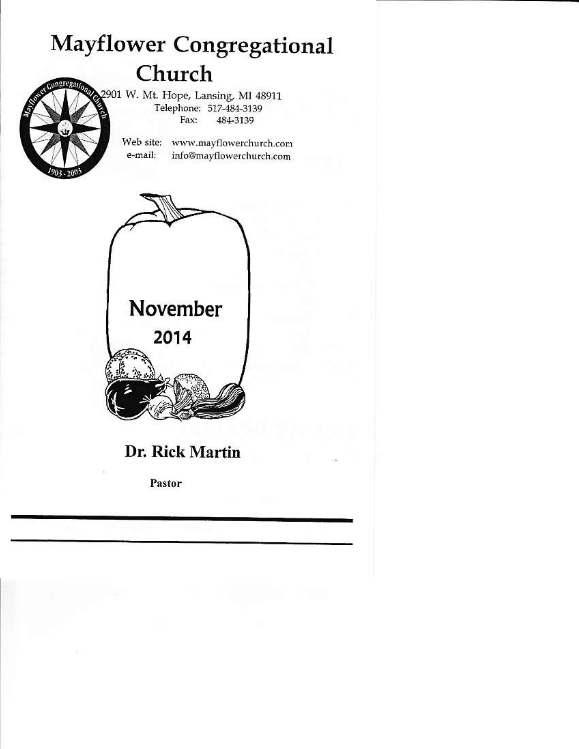# Mayflower Congregational Church

2901 W. Mt. Hope, Lansing, MI 48911
Telephone: 517-484-3139
Fax: 484-3139

Web site: www.mayflowerchurch.com
e-mail: info@mayflowerchurch.com

November
2014

## Dr. Rick Martin

**Pastor**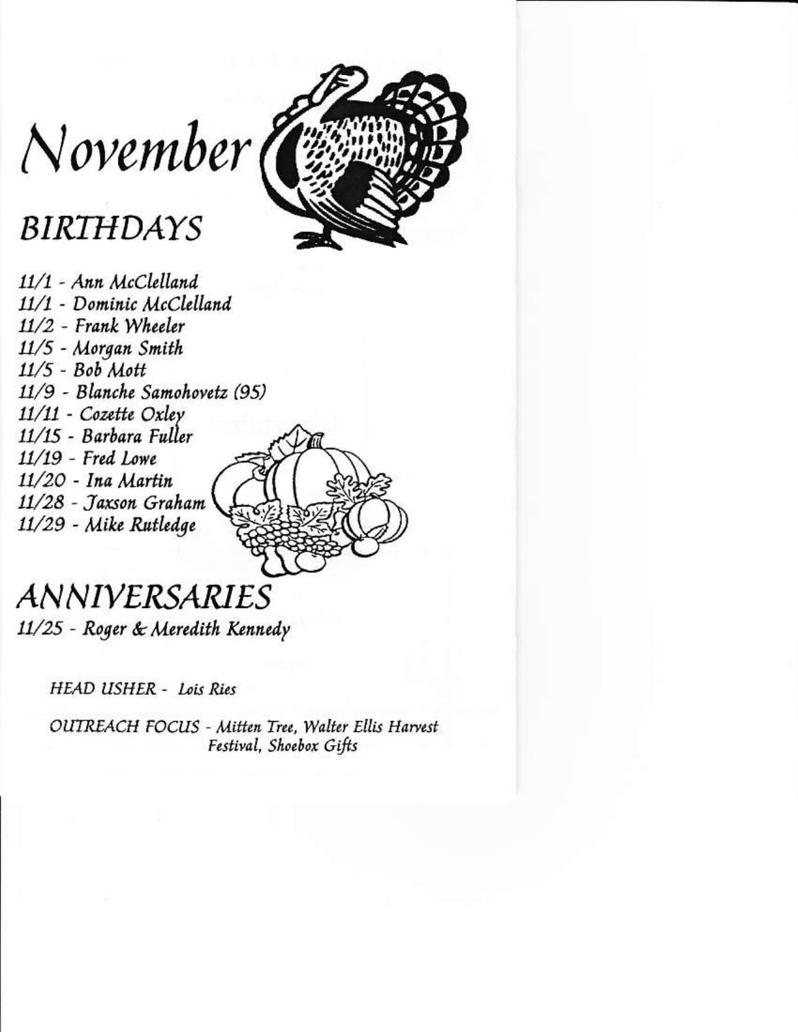# November

## BIRTHDAYS

*11/1 - Ann McClelland*
*11/1 - Dominic McClelland*
*11/2 - Frank Wheeler*
*11/5 - Morgan Smith*
*11/5 - Bob Mott*
*11/9 - Blanche Samohovetz (95)*
*11/11 - Cozette Oxley*
*11/15 - Barbara Fuller*
*11/19 - Fred Lowe*
*11/20 - Ina Martin*
*11/28 - Jaxson Graham*
*11/29 - Mike Rutledge*

## ANNIVERSARIES

*11/25 - Roger & Meredith Kennedy*

*HEAD USHER - Lois Ries*

*OUTREACH FOCUS - Mitten Tree, Walter Ellis Harvest Festival, Shoebox Gifts*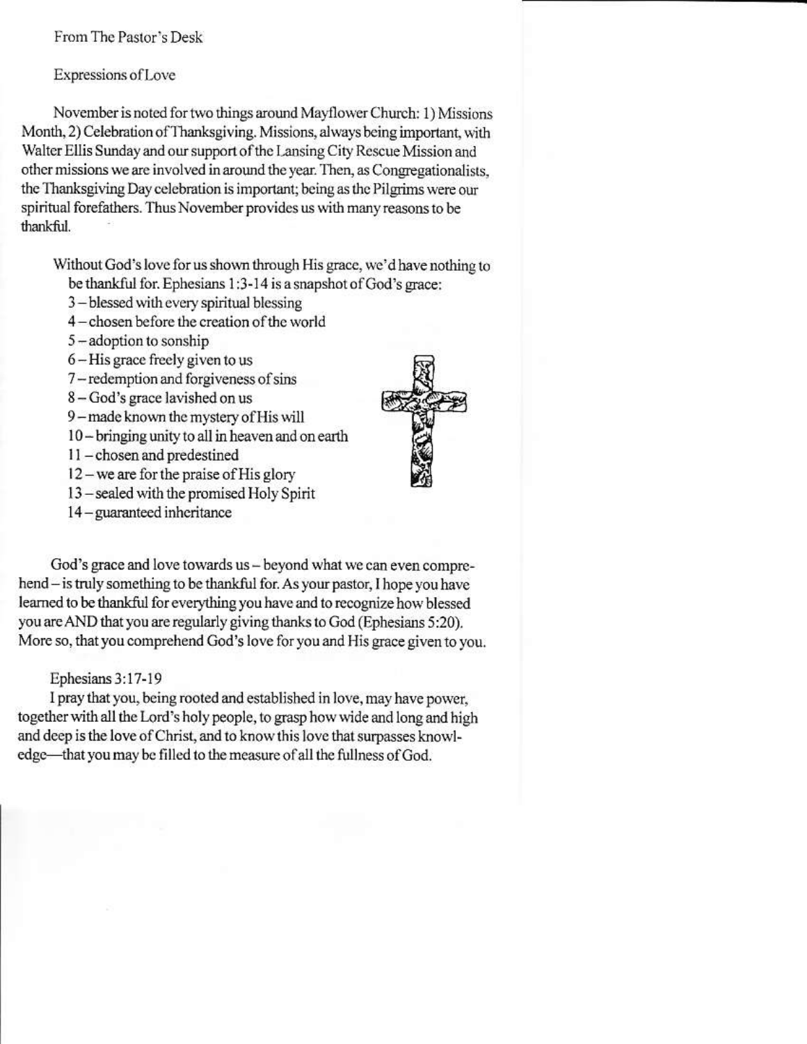## From The Pastor's Desk

### Expressions of Love

November is noted for two things around Mayflower Church: 1) Missions Month, 2) Celebration of Thanksgiving. Missions, always being important, with Walter Ellis Sunday and our support of the Lansing City Rescue Mission and other missions we are involved in around the year. Then, as Congregationalists, the Thanksgiving Day celebration is important; being as the Pilgrims were our spiritual forefathers. Thus November provides us with many reasons to be thankful.

Without God's love for us shown through His grace, we'd have nothing to be thankful for. Ephesians 1:3-14 is a snapshot of God's grace:

3 – blessed with every spiritual blessing
4 – chosen before the creation of the world
5 – adoption to sonship
6 – His grace freely given to us
7 – redemption and forgiveness of sins
8 – God's grace lavished on us
9 – made known the mystery of His will
10 – bringing unity to all in heaven and on earth
11 – chosen and predestined
12 – we are for the praise of His glory
13 – sealed with the promised Holy Spirit
14 – guaranteed inheritance

God's grace and love towards us – beyond what we can even comprehend – is truly something to be thankful for. As your pastor, I hope you have learned to be thankful for everything you have and to recognize how blessed you are AND that you are regularly giving thanks to God (Ephesians 5:20). More so, that you comprehend God's love for you and His grace given to you.

Ephesians 3:17-19
I pray that you, being rooted and established in love, may have power, together with all the Lord's holy people, to grasp how wide and long and high and deep is the love of Christ, and to know this love that surpasses knowledge—that you may be filled to the measure of all the fullness of God.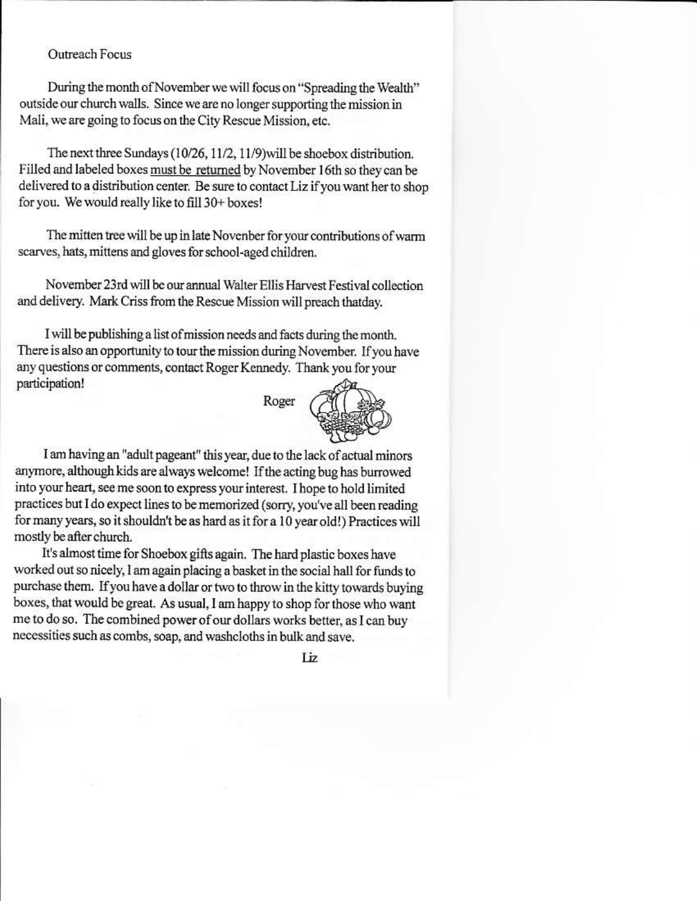## Outreach Focus

During the month of November we will focus on "Spreading the Wealth" outside our church walls. Since we are no longer supporting the mission in Mali, we are going to focus on the City Rescue Mission, etc.

The next three Sundays (10/26, 11/2, 11/9)will be shoebox distribution. Filled and labeled boxes must be returned by November 16th so they can be delivered to a distribution center. Be sure to contact Liz if you want her to shop for you. We would really like to fill 30+ boxes!

The mitten tree will be up in late Novenber for your contributions of warm scarves, hats, mittens and gloves for school-aged children.

November 23rd will be our annual Walter Ellis Harvest Festival collection and delivery. Mark Criss from the Rescue Mission will preach thatday.

I will be publishing a list of mission needs and facts during the month. There is also an opportunity to tour the mission during November. If you have any questions or comments, contact Roger Kennedy. Thank you for your participation!

Roger

I am having an "adult pageant" this year, due to the lack of actual minors anymore, although kids are always welcome! If the acting bug has burrowed into your heart, see me soon to express your interest. I hope to hold limited practices but I do expect lines to be memorized (sorry, you've all been reading for many years, so it shouldn't be as hard as it for a 10 year old!) Practices will mostly be after church.

It's almost time for Shoebox gifts again. The hard plastic boxes have worked out so nicely, I am again placing a basket in the social hall for funds to purchase them. If you have a dollar or two to throw in the kitty towards buying boxes, that would be great. As usual, I am happy to shop for those who want me to do so. The combined power of our dollars works better, as I can buy necessities such as combs, soap, and washcloths in bulk and save.

Liz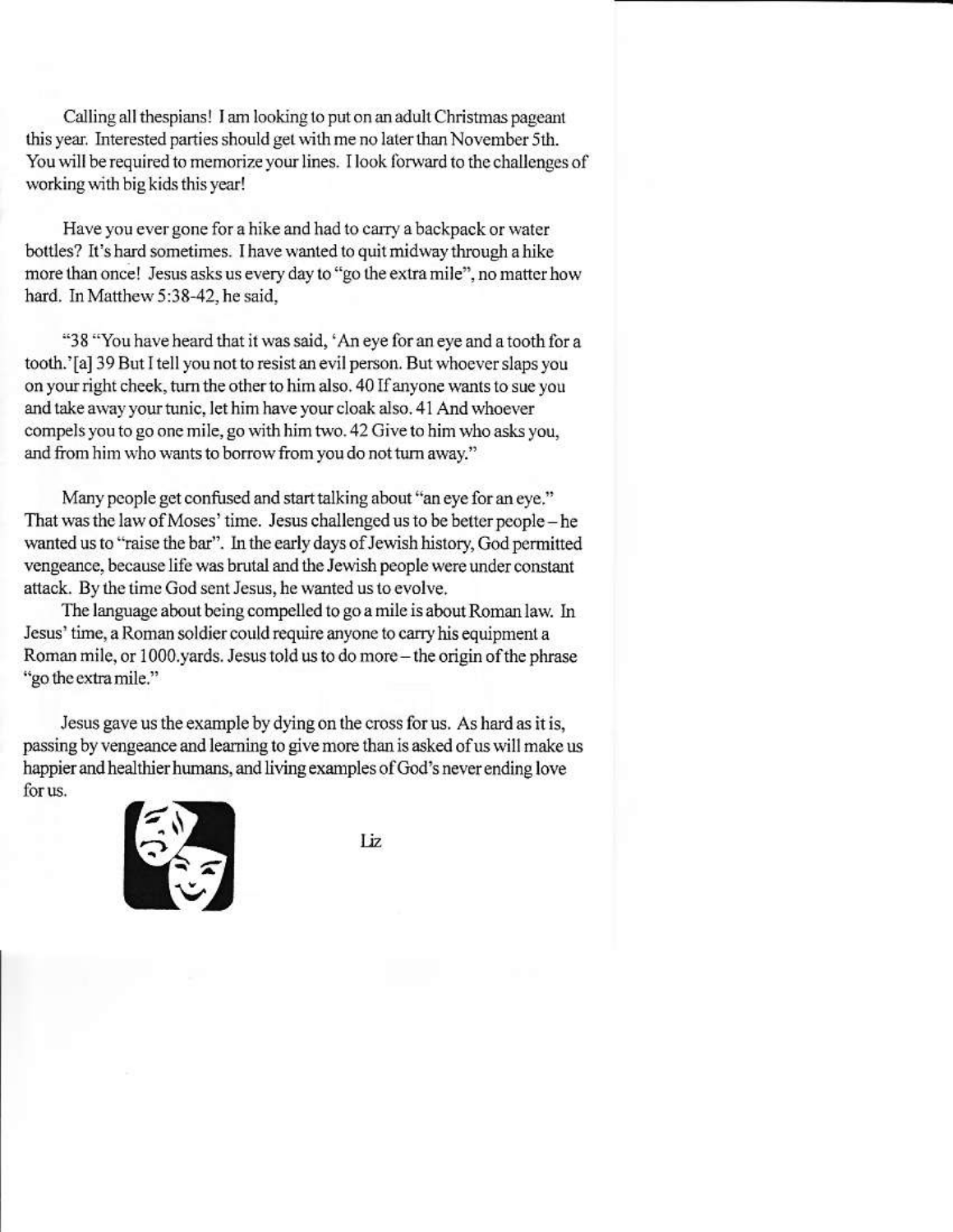Calling all thespians! I am looking to put on an adult Christmas pageant this year. Interested parties should get with me no later than November 5th. You will be required to memorize your lines. I look forward to the challenges of working with big kids this year!

Have you ever gone for a hike and had to carry a backpack or water bottles? It's hard sometimes. I have wanted to quit midway through a hike more than once! Jesus asks us every day to "go the extra mile", no matter how hard. In Matthew 5:38-42, he said,

"38 "You have heard that it was said, 'An eye for an eye and a tooth for a tooth.'[a] 39 But I tell you not to resist an evil person. But whoever slaps you on your right cheek, turn the other to him also. 40 If anyone wants to sue you and take away your tunic, let him have your cloak also. 41 And whoever compels you to go one mile, go with him two. 42 Give to him who asks you, and from him who wants to borrow from you do not turn away."

Many people get confused and start talking about "an eye for an eye." That was the law of Moses' time. Jesus challenged us to be better people – he wanted us to "raise the bar". In the early days of Jewish history, God permitted vengeance, because life was brutal and the Jewish people were under constant attack. By the time God sent Jesus, he wanted us to evolve.

The language about being compelled to go a mile is about Roman law. In Jesus' time, a Roman soldier could require anyone to carry his equipment a Roman mile, or 1000.yards. Jesus told us to do more – the origin of the phrase "go the extra mile."

Jesus gave us the example by dying on the cross for us. As hard as it is, passing by vengeance and learning to give more than is asked of us will make us happier and healthier humans, and living examples of God's never ending love for us.

Liz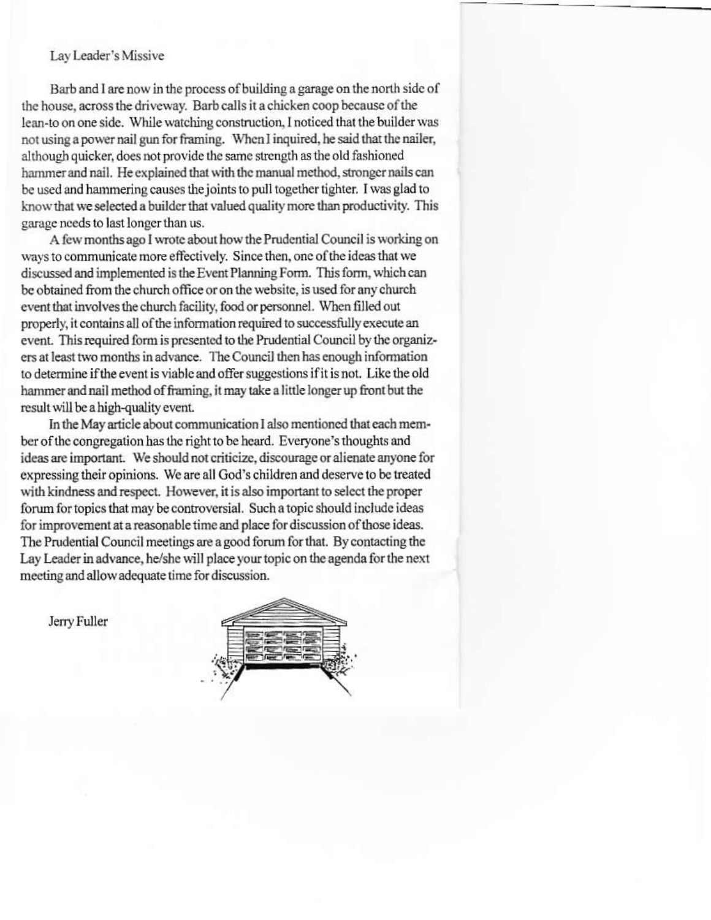## Lay Leader's Missive

Barb and I are now in the process of building a garage on the north side of the house, across the driveway. Barb calls it a chicken coop because of the lean-to on one side. While watching construction, I noticed that the builder was not using a power nail gun for framing. When I inquired, he said that the nailer, although quicker, does not provide the same strength as the old fashioned hammer and nail. He explained that with the manual method, stronger nails can be used and hammering causes the joints to pull together tighter. I was glad to know that we selected a builder that valued quality more than productivity. This garage needs to last longer than us.

A few months ago I wrote about how the Prudential Council is working on ways to communicate more effectively. Since then, one of the ideas that we discussed and implemented is the Event Planning Form. This form, which can be obtained from the church office or on the website, is used for any church event that involves the church facility, food or personnel. When filled out properly, it contains all of the information required to successfully execute an event. This required form is presented to the Prudential Council by the organizers at least two months in advance. The Council then has enough information to determine if the event is viable and offer suggestions if it is not. Like the old hammer and nail method of framing, it may take a little longer up front but the result will be a high-quality event.

In the May article about communication I also mentioned that each member of the congregation has the right to be heard. Everyone's thoughts and ideas are important. We should not criticize, discourage or alienate anyone for expressing their opinions. We are all God's children and deserve to be treated with kindness and respect. However, it is also important to select the proper forum for topics that may be controversial. Such a topic should include ideas for improvement at a reasonable time and place for discussion of those ideas. The Prudential Council meetings are a good forum for that. By contacting the Lay Leader in advance, he/she will place your topic on the agenda for the next meeting and allow adequate time for discussion.

Jerry Fuller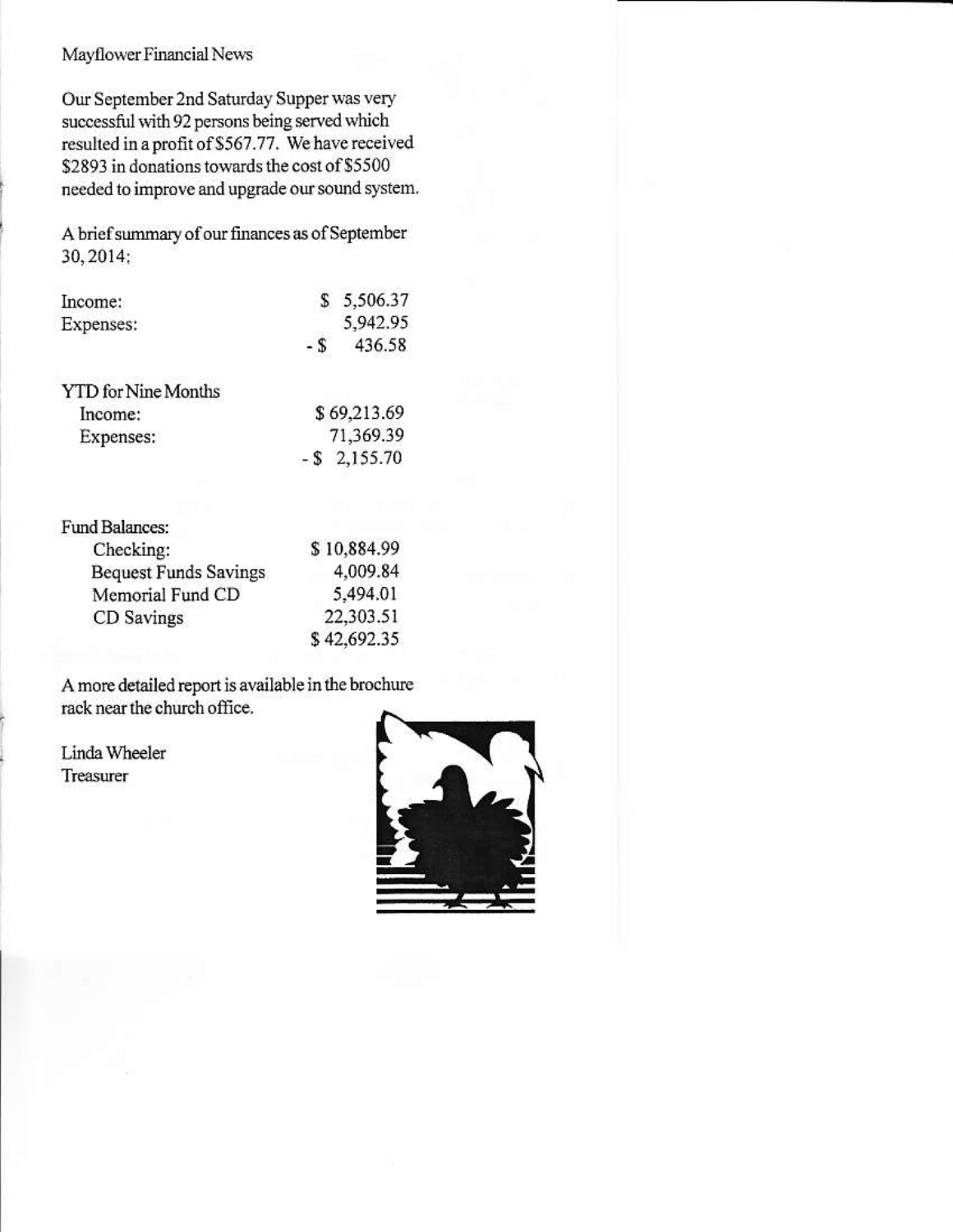# Mayflower Financial News

Our September 2nd Saturday Supper was very successful with 92 persons being served which resulted in a profit of $567.77. We have received $2893 in donations towards the cost of $5500 needed to improve and upgrade our sound system.

A brief summary of our finances as of September 30, 2014:

| | |
|---|---|
| Income: | $ 5,506.37 |
| Expenses: | 5,942.95 |
| | - $ 436.58 |

| YTD for Nine Months | |
|---|---|
| Income: | $ 69,213.69 |
| Expenses: | 71,369.39 |
| | - $ 2,155.70 |

| Fund Balances: | |
|---|---|
| Checking: | $ 10,884.99 |
| Bequest Funds Savings | 4,009.84 |
| Memorial Fund CD | 5,494.01 |
| CD Savings | 22,303.51 |
| | $ 42,692.35 |

A more detailed report is available in the brochure rack near the church office.

Linda Wheeler
Treasurer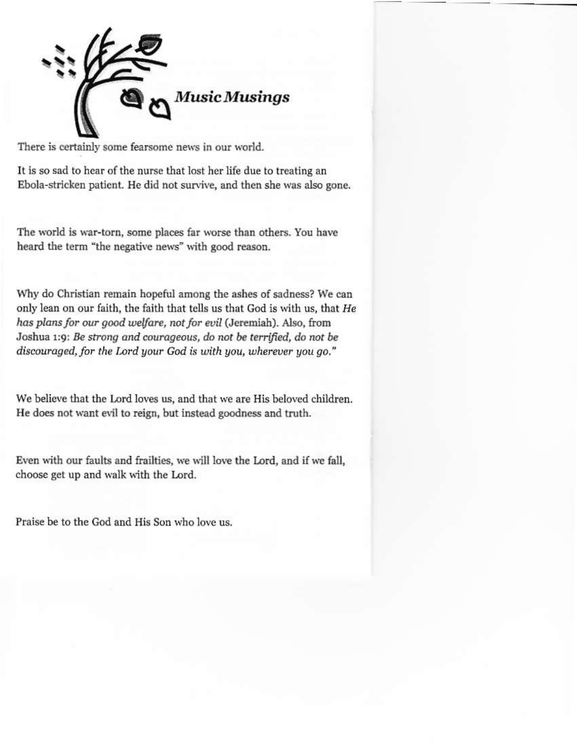## *Music Musings*

There is certainly some fearsome news in our world.

It is so sad to hear of the nurse that lost her life due to treating an Ebola-stricken patient. He did not survive, and then she was also gone.

The world is war-torn, some places far worse than others. You have heard the term "the negative news" with good reason.

Why do Christian remain hopeful among the ashes of sadness? We can only lean on our faith, the faith that tells us that God is with us, that *He has plans for our good welfare, not for evil* (Jeremiah). Also, from Joshua 1:9: *Be strong and courageous, do not be terrified, do not be discouraged, for the Lord your God is with you, wherever you go."*

We believe that the Lord loves us, and that we are His beloved children. He does not want evil to reign, but instead goodness and truth.

Even with our faults and frailties, we will love the Lord, and if we fall, choose get up and walk with the Lord.

Praise be to the God and His Son who love us.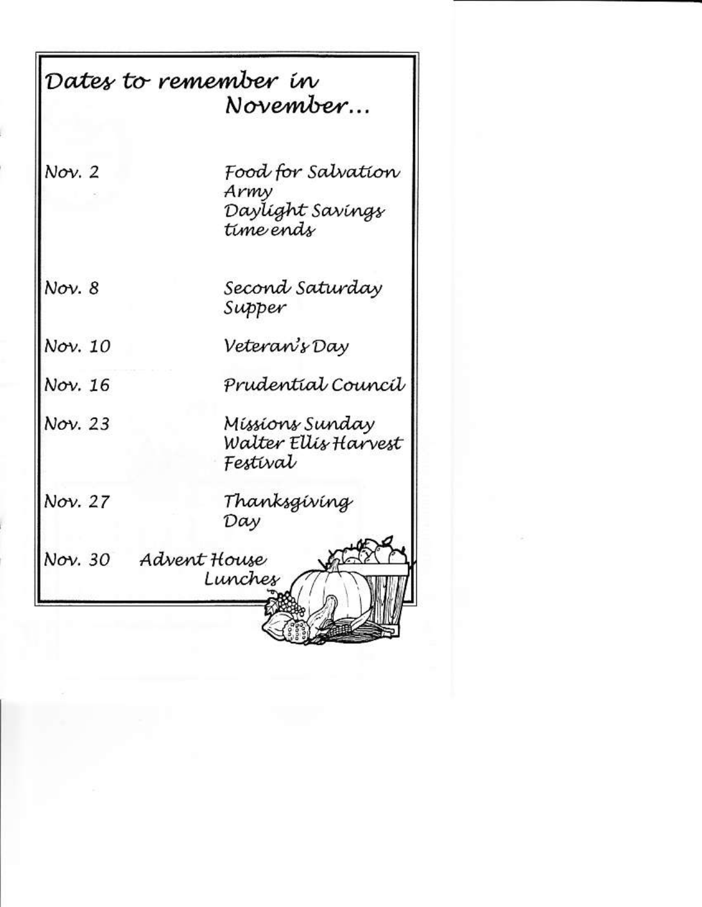## Dates to remember in November...

| | |
|---|---|
| Nov. 2 | Food for Salvation Army<br>Daylight Savings time ends |
| Nov. 8 | Second Saturday Supper |
| Nov. 10 | Veteran's Day |
| Nov. 16 | Prudential Council |
| Nov. 23 | Missions Sunday<br>Walter Ellis Harvest Festival |
| Nov. 27 | Thanksgiving Day |
| Nov. 30 | Advent House Lunches |